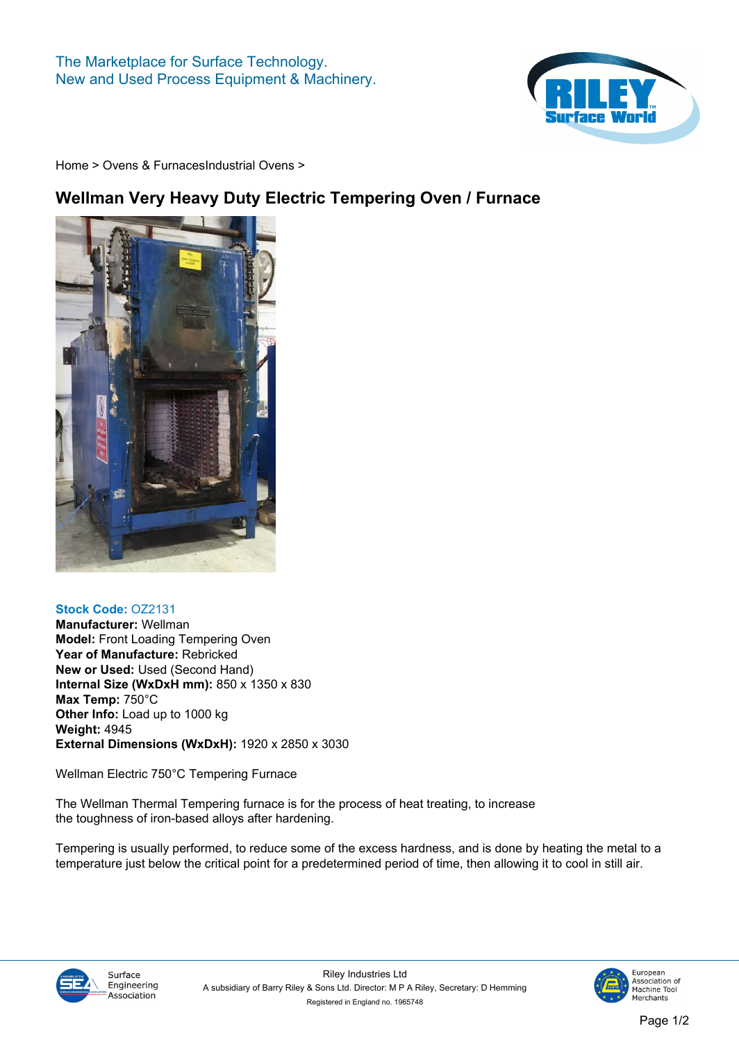The Marketplace for Surface Technology.
New and Used Process Equipment & Machinery.

Home > Ovens & FurnacesIndustrial Ovens >

# Wellman Very Heavy Duty Electric Tempering Oven / Furnace

**Stock Code:** OZ2131
**Manufacturer:** Wellman
**Model:** Front Loading Tempering Oven
**Year of Manufacture:** Rebricked
**New or Used:** Used (Second Hand)
**Internal Size (WxDxH mm):** 850 x 1350 x 830
**Max Temp:** 750°C
**Other Info:** Load up to 1000 kg
**Weight:** 4945
**External Dimensions (WxDxH):** 1920 x 2850 x 3030

Wellman Electric 750°C Tempering Furnace

The Wellman Thermal Tempering furnace is for the process of heat treating, to increase the toughness of iron-based alloys after hardening.

Tempering is usually performed, to reduce some of the excess hardness, and is done by heating the metal to a temperature just below the critical point for a predetermined period of time, then allowing it to cool in still air.

Riley Industries Ltd
A subsidiary of Barry Riley & Sons Ltd. Director: M P A Riley, Secretary: D Hemming
Registered in England no. 1965748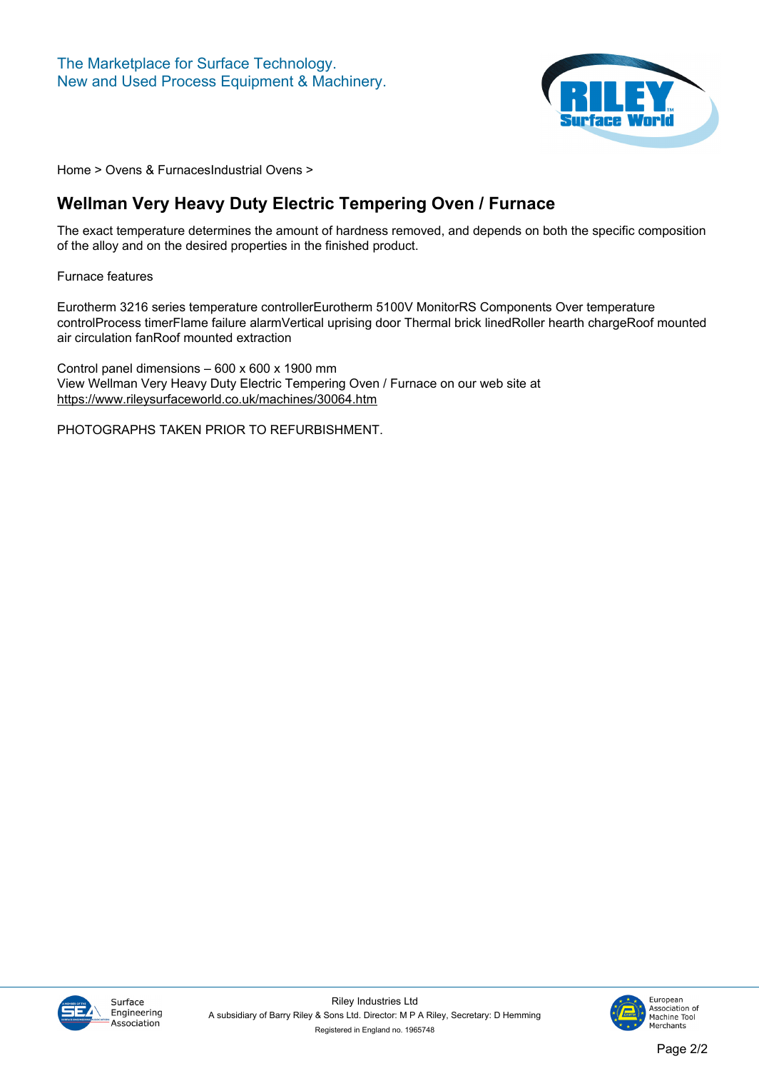The Marketplace for Surface Technology.
New and Used Process Equipment & Machinery.

Home > Ovens & FurnacesIndustrial Ovens >

## Wellman Very Heavy Duty Electric Tempering Oven / Furnace

The exact temperature determines the amount of hardness removed, and depends on both the specific composition of the alloy and on the desired properties in the finished product.

Furnace features

Eurotherm 3216 series temperature controllerEurotherm 5100V MonitorRS Components Over temperature controlProcess timerFlame failure alarmVertical uprising door Thermal brick linedRoller hearth chargeRoof mounted air circulation fanRoof mounted extraction

Control panel dimensions – 600 x 600 x 1900 mm
View Wellman Very Heavy Duty Electric Tempering Oven / Furnace on our web site at https://www.rileysurfaceworld.co.uk/machines/30064.htm

PHOTOGRAPHS TAKEN PRIOR TO REFURBISHMENT.

Riley Industries Ltd
A subsidiary of Barry Riley & Sons Ltd. Director: M P A Riley, Secretary: D Hemming
Registered in England no. 1965748